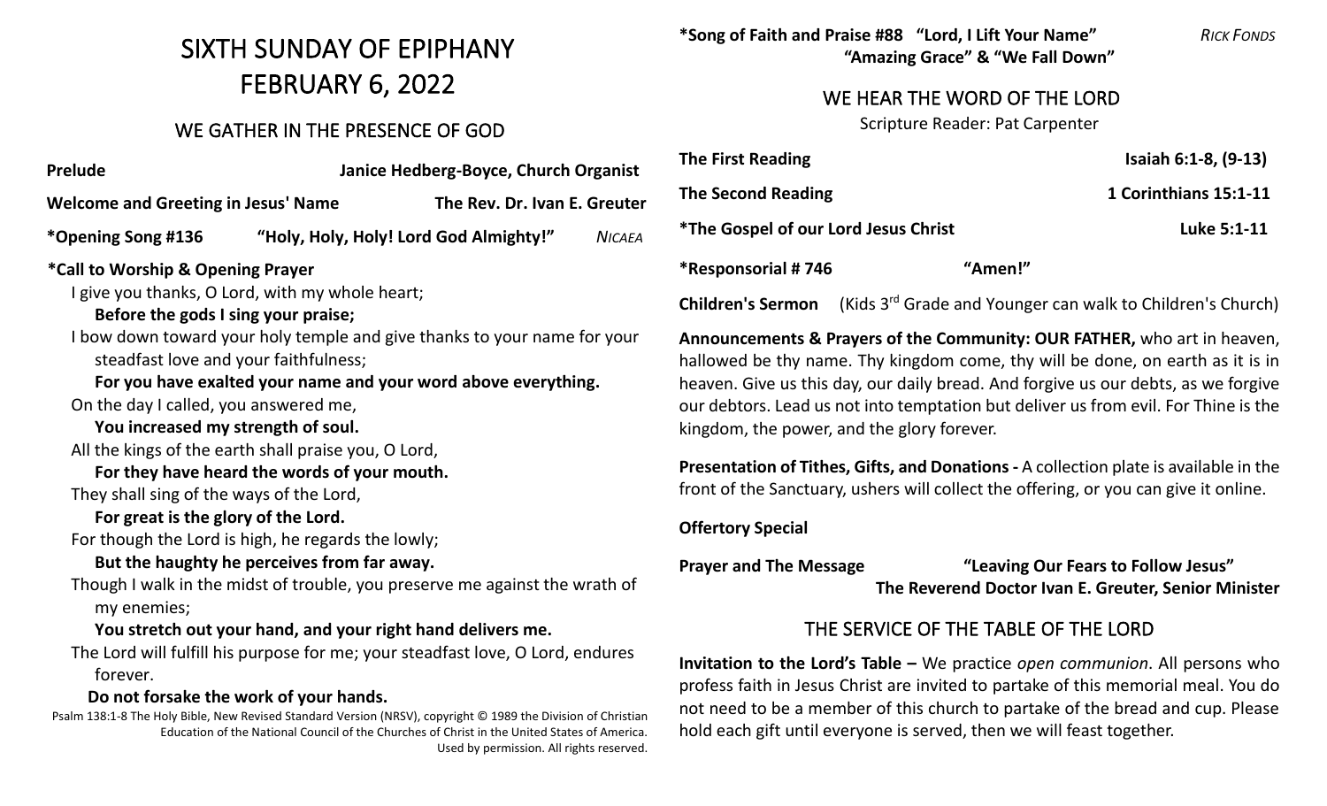# SIXTH SUNDAY OF EPIPHANY
# FEBRUARY 6, 2022

## WE GATHER IN THE PRESENCE OF GOD

**Prelude** — **Janice Hedberg-Boyce, Church Organist**

**Welcome and Greeting in Jesus' Name** — **The Rev. Dr. Ivan E. Greuter**

**\*Opening Song #136** — **"Holy, Holy, Holy! Lord God Almighty!"** — *NICAEA*

**\*Call to Worship & Opening Prayer**

I give you thanks, O Lord, with my whole heart;
**Before the gods I sing your praise;**
I bow down toward your holy temple and give thanks to your name for your steadfast love and your faithfulness;
**For you have exalted your name and your word above everything.**
On the day I called, you answered me,
**You increased my strength of soul.**
All the kings of the earth shall praise you, O Lord,
**For they have heard the words of your mouth.**
They shall sing of the ways of the Lord,
**For great is the glory of the Lord.**
For though the Lord is high, he regards the lowly;
**But the haughty he perceives from far away.**
Though I walk in the midst of trouble, you preserve me against the wrath of my enemies;
**You stretch out your hand, and your right hand delivers me.**
The Lord will fulfill his purpose for me; your steadfast love, O Lord, endures forever.
**Do not forsake the work of your hands.**

Psalm 138:1-8 The Holy Bible, New Revised Standard Version (NRSV), copyright © 1989 the Division of Christian Education of the National Council of the Churches of Christ in the United States of America. Used by permission. All rights reserved.

**\*Song of Faith and Praise #88** — **"Lord, I Lift Your Name"** — *RICK FONDS*
**"Amazing Grace" & "We Fall Down"**

## WE HEAR THE WORD OF THE LORD

Scripture Reader: Pat Carpenter

**The First Reading** — **Isaiah 6:1-8, (9-13)**

**The Second Reading** — **1 Corinthians 15:1-11**

**\*The Gospel of our Lord Jesus Christ** — **Luke 5:1-11**

**\*Responsorial # 746** — **"Amen!"**

**Children's Sermon** (Kids 3rd Grade and Younger can walk to Children's Church)

**Announcements & Prayers of the Community: OUR FATHER,** who art in heaven, hallowed be thy name. Thy kingdom come, thy will be done, on earth as it is in heaven. Give us this day, our daily bread. And forgive us our debts, as we forgive our debtors. Lead us not into temptation but deliver us from evil. For Thine is the kingdom, the power, and the glory forever.

**Presentation of Tithes, Gifts, and Donations -** A collection plate is available in the front of the Sanctuary, ushers will collect the offering, or you can give it online.

**Offertory Special**

**Prayer and The Message** — **"Leaving Our Fears to Follow Jesus"**
**The Reverend Doctor Ivan E. Greuter, Senior Minister**

## THE SERVICE OF THE TABLE OF THE LORD

**Invitation to the Lord's Table –** We practice *open communion*. All persons who profess faith in Jesus Christ are invited to partake of this memorial meal. You do not need to be a member of this church to partake of the bread and cup. Please hold each gift until everyone is served, then we will feast together.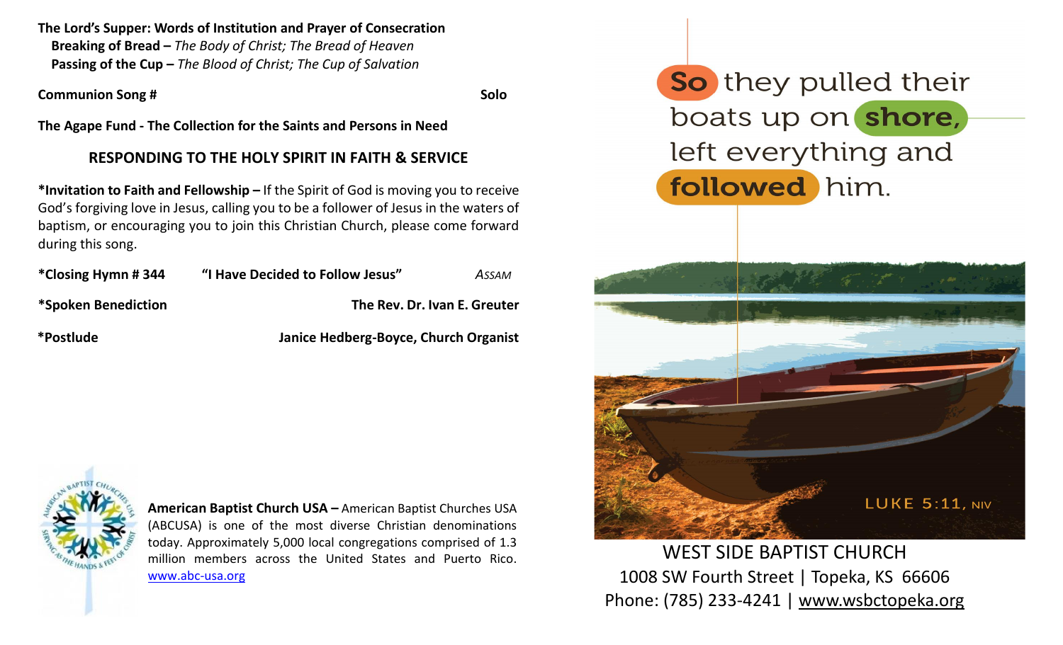**The Lord's Supper: Words of Institution and Prayer of Consecration**
**Breaking of Bread –** *The Body of Christ; The Bread of Heaven*
**Passing of the Cup –** *The Blood of Christ; The Cup of Salvation*

**Communion Song #** **Solo**

**The Agape Fund - The Collection for the Saints and Persons in Need**

## RESPONDING TO THE HOLY SPIRIT IN FAITH & SERVICE

***Invitation to Faith and Fellowship –** If the Spirit of God is moving you to receive God's forgiving love in Jesus, calling you to be a follower of Jesus in the waters of baptism, or encouraging you to join this Christian Church, please come forward during this song.

***Closing Hymn # 344** **"I Have Decided to Follow Jesus"** *ASSAM*

***Spoken Benediction** **The Rev. Dr. Ivan E. Greuter**

***Postlude** **Janice Hedberg-Boyce, Church Organist**

**American Baptist Church USA –** American Baptist Churches USA (ABCUSA) is one of the most diverse Christian denominations today. Approximately 5,000 local congregations comprised of 1.3 million members across the United States and Puerto Rico. www.abc-usa.org

So they pulled their boats up on shore, left everything and followed him.

LUKE 5:11, NIV

WEST SIDE BAPTIST CHURCH
1008 SW Fourth Street | Topeka, KS 66606
Phone: (785) 233-4241 | www.wsbctopeka.org